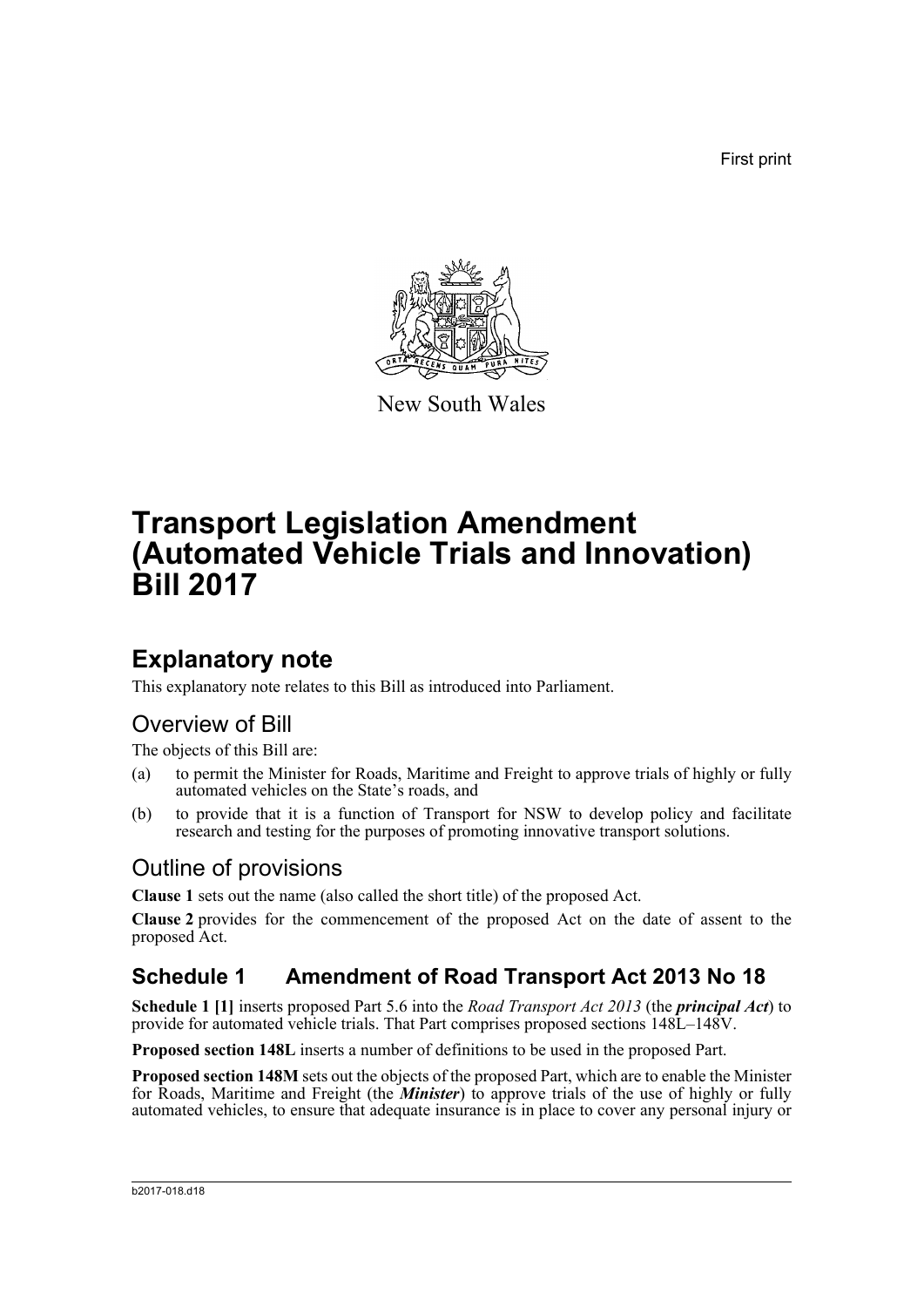First print

New South Wales

# Transport Legislation Amendment (Automated Vehicle Trials and Innovation) Bill 2017

## Explanatory note

This explanatory note relates to this Bill as introduced into Parliament.

### Overview of Bill

The objects of this Bill are:

(a) to permit the Minister for Roads, Maritime and Freight to approve trials of highly or fully automated vehicles on the State's roads, and

(b) to provide that it is a function of Transport for NSW to develop policy and facilitate research and testing for the purposes of promoting innovative transport solutions.

### Outline of provisions

**Clause 1** sets out the name (also called the short title) of the proposed Act.

**Clause 2** provides for the commencement of the proposed Act on the date of assent to the proposed Act.

### Schedule 1 Amendment of Road Transport Act 2013 No 18

**Schedule 1 [1]** inserts proposed Part 5.6 into the *Road Transport Act 2013* (the ***principal Act***) to provide for automated vehicle trials. That Part comprises proposed sections 148L–148V.

**Proposed section 148L** inserts a number of definitions to be used in the proposed Part.

**Proposed section 148M** sets out the objects of the proposed Part, which are to enable the Minister for Roads, Maritime and Freight (the ***Minister***) to approve trials of the use of highly or fully automated vehicles, to ensure that adequate insurance is in place to cover any personal injury or

b2017-018.d18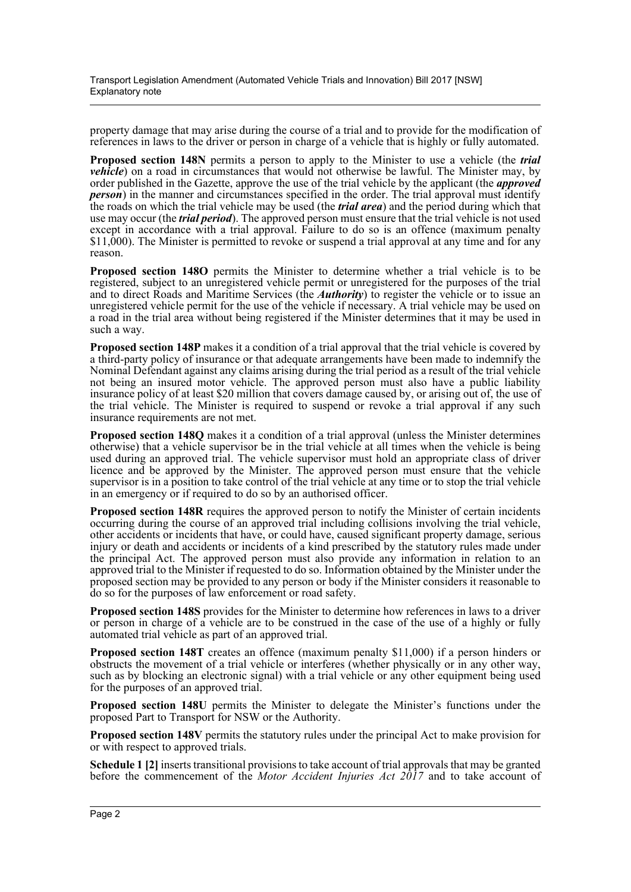property damage that may arise during the course of a trial and to provide for the modification of references in laws to the driver or person in charge of a vehicle that is highly or fully automated.

**Proposed section 148N** permits a person to apply to the Minister to use a vehicle (the ***trial vehicle***) on a road in circumstances that would not otherwise be lawful. The Minister may, by order published in the Gazette, approve the use of the trial vehicle by the applicant (the ***approved person***) in the manner and circumstances specified in the order. The trial approval must identify the roads on which the trial vehicle may be used (the ***trial area***) and the period during which that use may occur (the ***trial period***). The approved person must ensure that the trial vehicle is not used except in accordance with a trial approval. Failure to do so is an offence (maximum penalty $11,000). The Minister is permitted to revoke or suspend a trial approval at any time and for any reason.

**Proposed section 148O** permits the Minister to determine whether a trial vehicle is to be registered, subject to an unregistered vehicle permit or unregistered for the purposes of the trial and to direct Roads and Maritime Services (the ***Authority***) to register the vehicle or to issue an unregistered vehicle permit for the use of the vehicle if necessary. A trial vehicle may be used on a road in the trial area without being registered if the Minister determines that it may be used in such a way.

**Proposed section 148P** makes it a condition of a trial approval that the trial vehicle is covered by a third-party policy of insurance or that adequate arrangements have been made to indemnify the Nominal Defendant against any claims arising during the trial period as a result of the trial vehicle not being an insured motor vehicle. The approved person must also have a public liability insurance policy of at least $20 million that covers damage caused by, or arising out of, the use of the trial vehicle. The Minister is required to suspend or revoke a trial approval if any such insurance requirements are not met.

**Proposed section 148Q** makes it a condition of a trial approval (unless the Minister determines otherwise) that a vehicle supervisor be in the trial vehicle at all times when the vehicle is being used during an approved trial. The vehicle supervisor must hold an appropriate class of driver licence and be approved by the Minister. The approved person must ensure that the vehicle supervisor is in a position to take control of the trial vehicle at any time or to stop the trial vehicle in an emergency or if required to do so by an authorised officer.

**Proposed section 148R** requires the approved person to notify the Minister of certain incidents occurring during the course of an approved trial including collisions involving the trial vehicle, other accidents or incidents that have, or could have, caused significant property damage, serious injury or death and accidents or incidents of a kind prescribed by the statutory rules made under the principal Act. The approved person must also provide any information in relation to an approved trial to the Minister if requested to do so. Information obtained by the Minister under the proposed section may be provided to any person or body if the Minister considers it reasonable to do so for the purposes of law enforcement or road safety.

**Proposed section 148S** provides for the Minister to determine how references in laws to a driver or person in charge of a vehicle are to be construed in the case of the use of a highly or fully automated trial vehicle as part of an approved trial.

**Proposed section 148T** creates an offence (maximum penalty $11,000) if a person hinders or obstructs the movement of a trial vehicle or interferes (whether physically or in any other way, such as by blocking an electronic signal) with a trial vehicle or any other equipment being used for the purposes of an approved trial.

**Proposed section 148U** permits the Minister to delegate the Minister's functions under the proposed Part to Transport for NSW or the Authority.

**Proposed section 148V** permits the statutory rules under the principal Act to make provision for or with respect to approved trials.

**Schedule 1 [2]** inserts transitional provisions to take account of trial approvals that may be granted before the commencement of the *Motor Accident Injuries Act 2017* and to take account of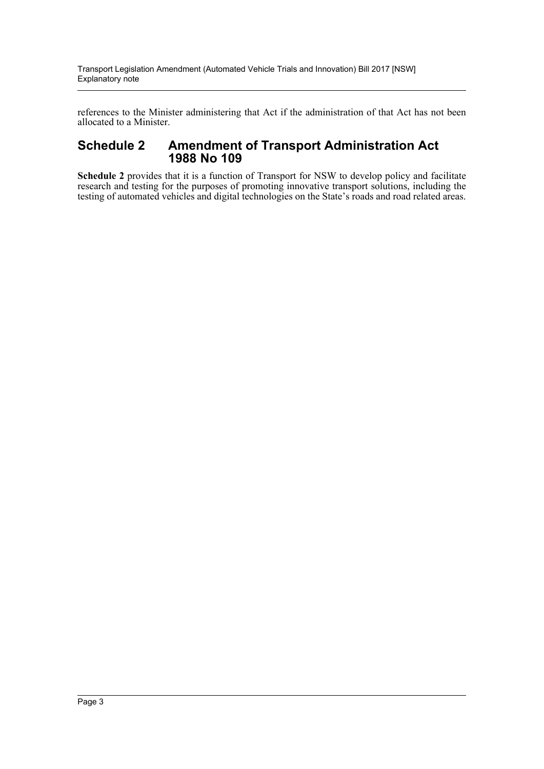references to the Minister administering that Act if the administration of that Act has not been allocated to a Minister.

## Schedule 2 Amendment of Transport Administration Act 1988 No 109

**Schedule 2** provides that it is a function of Transport for NSW to develop policy and facilitate research and testing for the purposes of promoting innovative transport solutions, including the testing of automated vehicles and digital technologies on the State's roads and road related areas.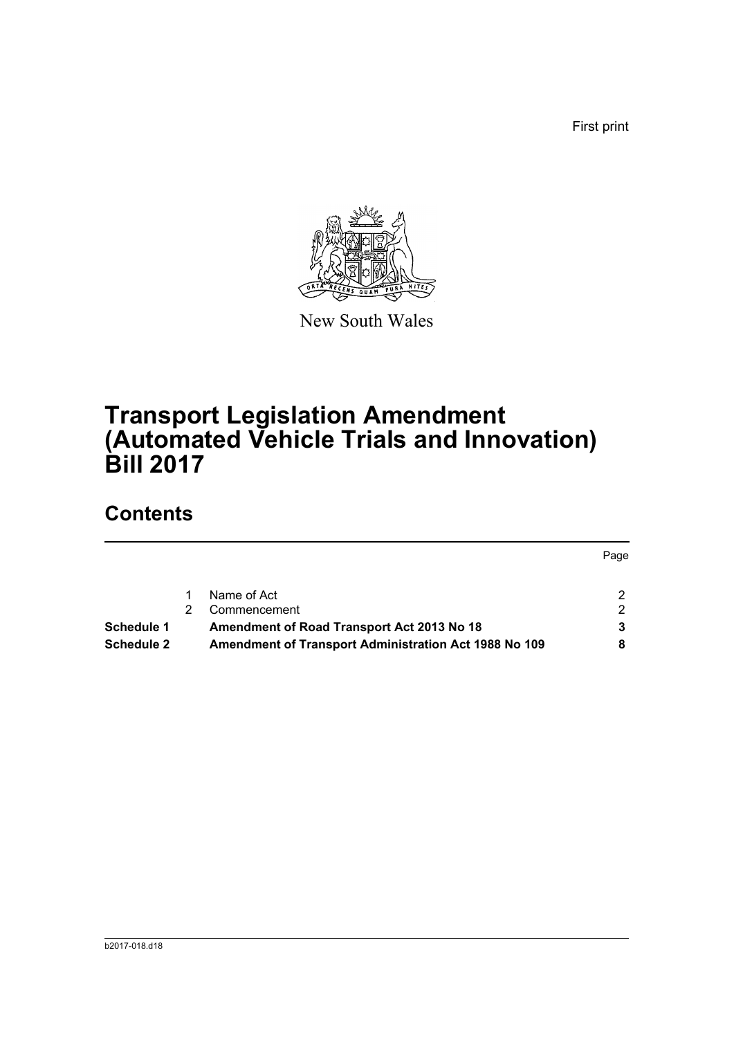First print

New South Wales

# Transport Legislation Amendment (Automated Vehicle Trials and Innovation) Bill 2017

## Contents

| | | | Page |
|---|---|---|---|
| | 1 | Name of Act | 2 |
| | 2 | Commencement | 2 |
| **Schedule 1** | | **Amendment of Road Transport Act 2013 No 18** | **3** |
| **Schedule 2** | | **Amendment of Transport Administration Act 1988 No 109** | **8** |

b2017-018.d18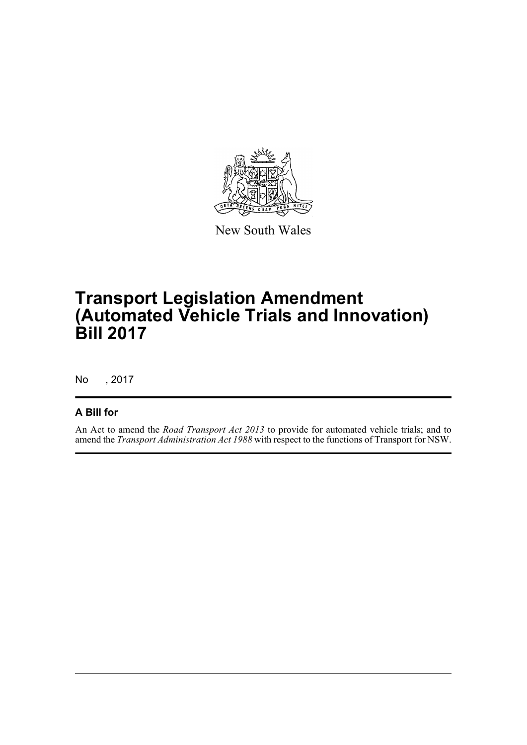New South Wales

# Transport Legislation Amendment (Automated Vehicle Trials and Innovation) Bill 2017

No , 2017

## A Bill for

An Act to amend the *Road Transport Act 2013* to provide for automated vehicle trials; and to amend the *Transport Administration Act 1988* with respect to the functions of Transport for NSW.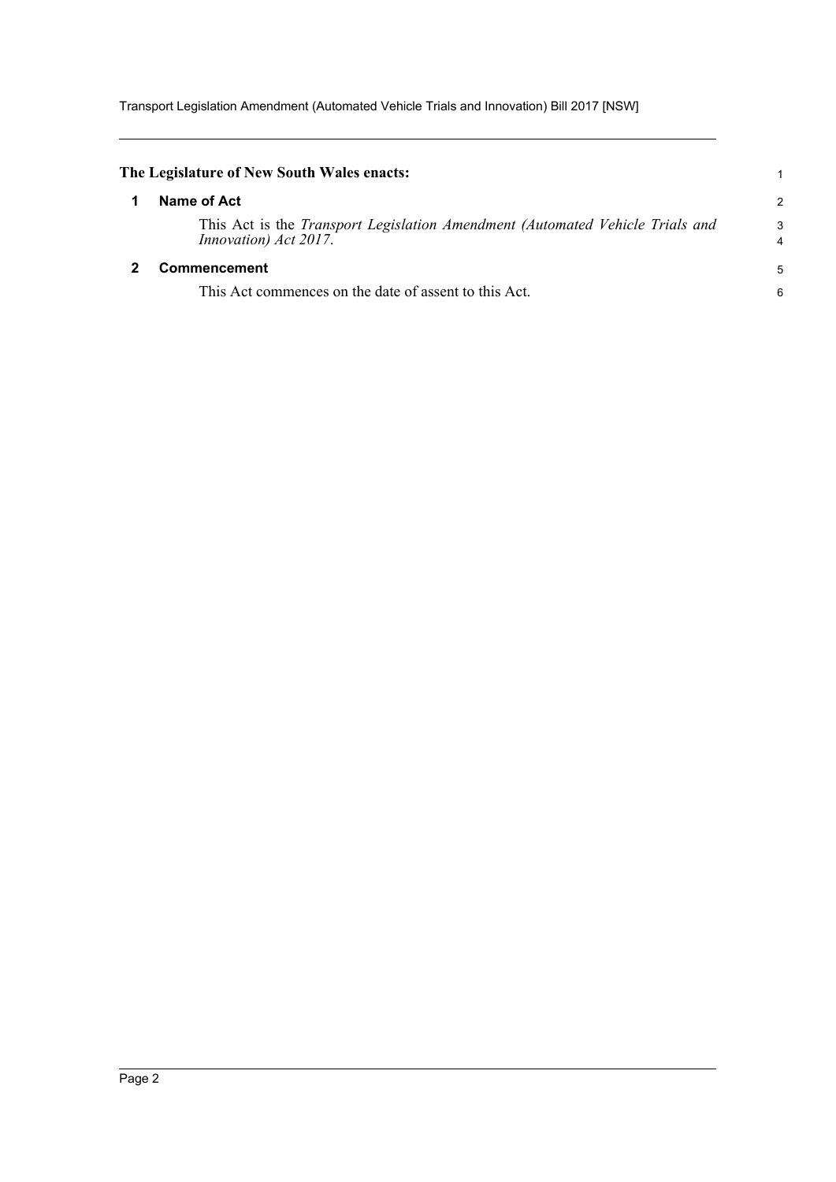**The Legislature of New South Wales enacts:**

## 1 Name of Act

This Act is the *Transport Legislation Amendment (Automated Vehicle Trials and Innovation) Act 2017*.

## 2 Commencement

This Act commences on the date of assent to this Act.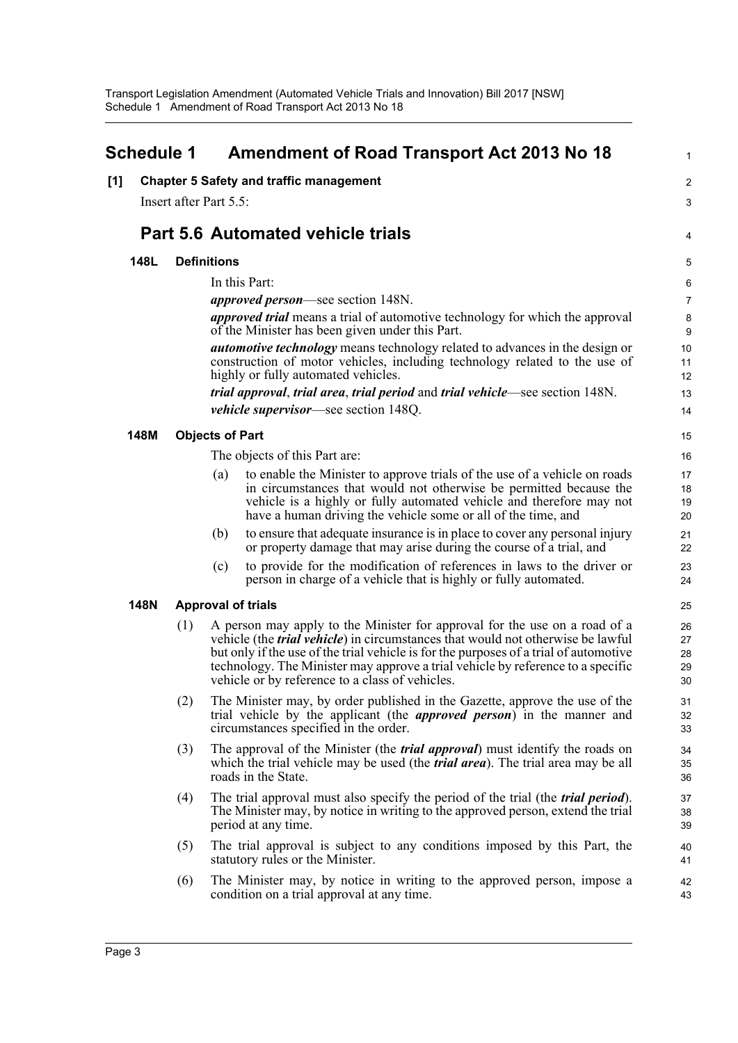# Schedule 1 Amendment of Road Transport Act 2013 No 18

**[1] Chapter 5 Safety and traffic management**

Insert after Part 5.5:

## Part 5.6 Automated vehicle trials

### 148L Definitions

In this Part:

***approved person***—see section 148N.

***approved trial*** means a trial of automotive technology for which the approval of the Minister has been given under this Part.

***automotive technology*** means technology related to advances in the design or construction of motor vehicles, including technology related to the use of highly or fully automated vehicles.

***trial approval***, ***trial area***, ***trial period*** and ***trial vehicle***—see section 148N.

***vehicle supervisor***—see section 148Q.

### 148M Objects of Part

The objects of this Part are:

(a) to enable the Minister to approve trials of the use of a vehicle on roads in circumstances that would not otherwise be permitted because the vehicle is a highly or fully automated vehicle and therefore may not have a human driving the vehicle some or all of the time, and

(b) to ensure that adequate insurance is in place to cover any personal injury or property damage that may arise during the course of a trial, and

(c) to provide for the modification of references in laws to the driver or person in charge of a vehicle that is highly or fully automated.

### 148N Approval of trials

(1) A person may apply to the Minister for approval for the use on a road of a vehicle (the ***trial vehicle***) in circumstances that would not otherwise be lawful but only if the use of the trial vehicle is for the purposes of a trial of automotive technology. The Minister may approve a trial vehicle by reference to a specific vehicle or by reference to a class of vehicles.

(2) The Minister may, by order published in the Gazette, approve the use of the trial vehicle by the applicant (the ***approved person***) in the manner and circumstances specified in the order.

(3) The approval of the Minister (the ***trial approval***) must identify the roads on which the trial vehicle may be used (the ***trial area***). The trial area may be all roads in the State.

(4) The trial approval must also specify the period of the trial (the ***trial period***). The Minister may, by notice in writing to the approved person, extend the trial period at any time.

(5) The trial approval is subject to any conditions imposed by this Part, the statutory rules or the Minister.

(6) The Minister may, by notice in writing to the approved person, impose a condition on a trial approval at any time.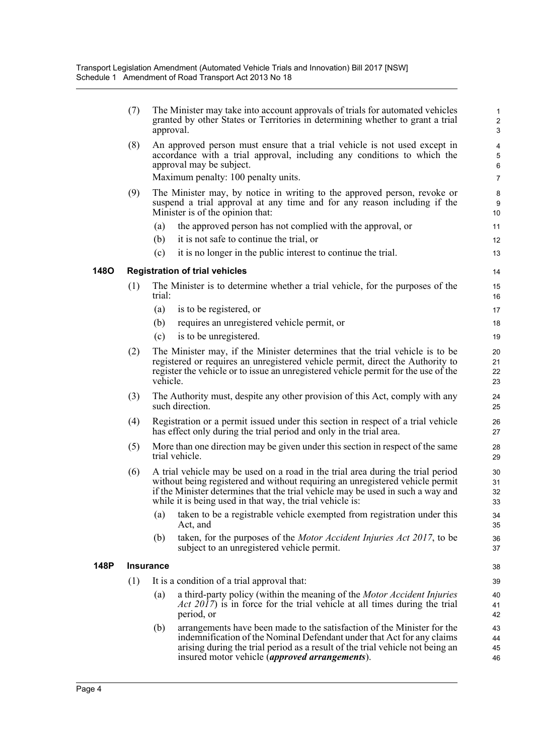(7) The Minister may take into account approvals of trials for automated vehicles granted by other States or Territories in determining whether to grant a trial approval.

(8) An approved person must ensure that a trial vehicle is not used except in accordance with a trial approval, including any conditions to which the approval may be subject.

Maximum penalty: 100 penalty units.

(9) The Minister may, by notice in writing to the approved person, revoke or suspend a trial approval at any time and for any reason including if the Minister is of the opinion that:

(a) the approved person has not complied with the approval, or

(b) it is not safe to continue the trial, or

(c) it is no longer in the public interest to continue the trial.

### 148O Registration of trial vehicles

(1) The Minister is to determine whether a trial vehicle, for the purposes of the trial:

(a) is to be registered, or

(b) requires an unregistered vehicle permit, or

(c) is to be unregistered.

(2) The Minister may, if the Minister determines that the trial vehicle is to be registered or requires an unregistered vehicle permit, direct the Authority to register the vehicle or to issue an unregistered vehicle permit for the use of the vehicle.

(3) The Authority must, despite any other provision of this Act, comply with any such direction.

(4) Registration or a permit issued under this section in respect of a trial vehicle has effect only during the trial period and only in the trial area.

(5) More than one direction may be given under this section in respect of the same trial vehicle.

(6) A trial vehicle may be used on a road in the trial area during the trial period without being registered and without requiring an unregistered vehicle permit if the Minister determines that the trial vehicle may be used in such a way and while it is being used in that way, the trial vehicle is:

(a) taken to be a registrable vehicle exempted from registration under this Act, and

(b) taken, for the purposes of the *Motor Accident Injuries Act 2017*, to be subject to an unregistered vehicle permit.

### 148P Insurance

(1) It is a condition of a trial approval that:

(a) a third-party policy (within the meaning of the *Motor Accident Injuries Act 2017*) is in force for the trial vehicle at all times during the trial period, or

(b) arrangements have been made to the satisfaction of the Minister for the indemnification of the Nominal Defendant under that Act for any claims arising during the trial period as a result of the trial vehicle not being an insured motor vehicle (***approved arrangements***).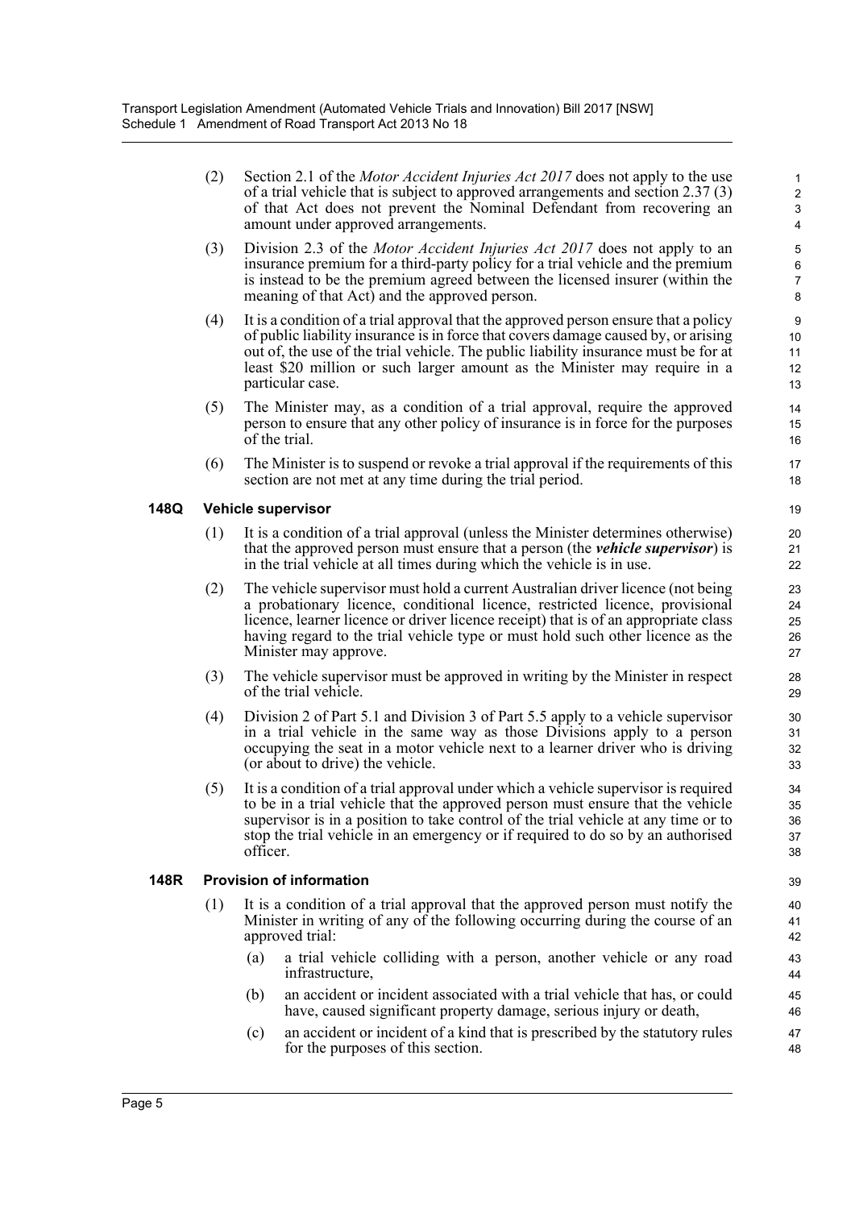(2) Section 2.1 of the *Motor Accident Injuries Act 2017* does not apply to the use of a trial vehicle that is subject to approved arrangements and section 2.37 (3) of that Act does not prevent the Nominal Defendant from recovering an amount under approved arrangements.

(3) Division 2.3 of the *Motor Accident Injuries Act 2017* does not apply to an insurance premium for a third-party policy for a trial vehicle and the premium is instead to be the premium agreed between the licensed insurer (within the meaning of that Act) and the approved person.

(4) It is a condition of a trial approval that the approved person ensure that a policy of public liability insurance is in force that covers damage caused by, or arising out of, the use of the trial vehicle. The public liability insurance must be for at least $20 million or such larger amount as the Minister may require in a particular case.

(5) The Minister may, as a condition of a trial approval, require the approved person to ensure that any other policy of insurance is in force for the purposes of the trial.

(6) The Minister is to suspend or revoke a trial approval if the requirements of this section are not met at any time during the trial period.

### 148Q Vehicle supervisor

(1) It is a condition of a trial approval (unless the Minister determines otherwise) that the approved person must ensure that a person (the ***vehicle supervisor***) is in the trial vehicle at all times during which the vehicle is in use.

(2) The vehicle supervisor must hold a current Australian driver licence (not being a probationary licence, conditional licence, restricted licence, provisional licence, learner licence or driver licence receipt) that is of an appropriate class having regard to the trial vehicle type or must hold such other licence as the Minister may approve.

(3) The vehicle supervisor must be approved in writing by the Minister in respect of the trial vehicle.

(4) Division 2 of Part 5.1 and Division 3 of Part 5.5 apply to a vehicle supervisor in a trial vehicle in the same way as those Divisions apply to a person occupying the seat in a motor vehicle next to a learner driver who is driving (or about to drive) the vehicle.

(5) It is a condition of a trial approval under which a vehicle supervisor is required to be in a trial vehicle that the approved person must ensure that the vehicle supervisor is in a position to take control of the trial vehicle at any time or to stop the trial vehicle in an emergency or if required to do so by an authorised officer.

### 148R Provision of information

(1) It is a condition of a trial approval that the approved person must notify the Minister in writing of any of the following occurring during the course of an approved trial:

(a) a trial vehicle colliding with a person, another vehicle or any road infrastructure,

(b) an accident or incident associated with a trial vehicle that has, or could have, caused significant property damage, serious injury or death,

(c) an accident or incident of a kind that is prescribed by the statutory rules for the purposes of this section.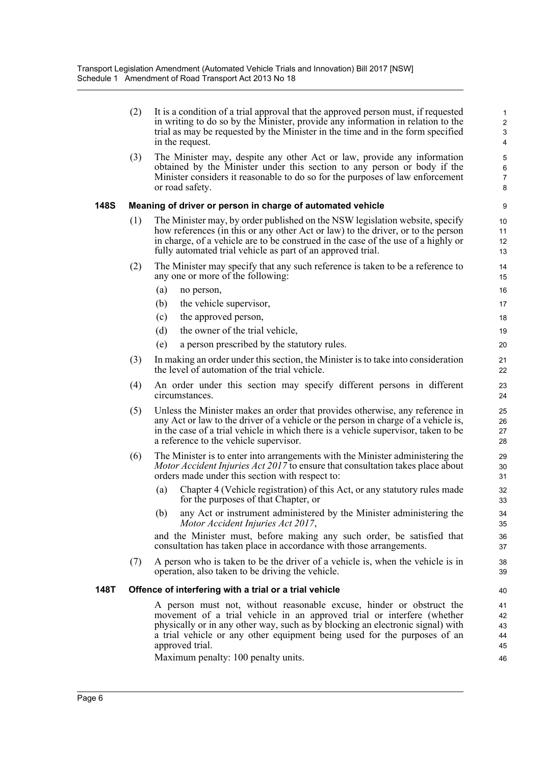(2) It is a condition of a trial approval that the approved person must, if requested in writing to do so by the Minister, provide any information in relation to the trial as may be requested by the Minister in the time and in the form specified in the request.

(3) The Minister may, despite any other Act or law, provide any information obtained by the Minister under this section to any person or body if the Minister considers it reasonable to do so for the purposes of law enforcement or road safety.

### 148S Meaning of driver or person in charge of automated vehicle

(1) The Minister may, by order published on the NSW legislation website, specify how references (in this or any other Act or law) to the driver, or to the person in charge, of a vehicle are to be construed in the case of the use of a highly or fully automated trial vehicle as part of an approved trial.

(2) The Minister may specify that any such reference is taken to be a reference to any one or more of the following:

(a) no person,

(b) the vehicle supervisor,

(c) the approved person,

(d) the owner of the trial vehicle,

(e) a person prescribed by the statutory rules.

(3) In making an order under this section, the Minister is to take into consideration the level of automation of the trial vehicle.

(4) An order under this section may specify different persons in different circumstances.

(5) Unless the Minister makes an order that provides otherwise, any reference in any Act or law to the driver of a vehicle or the person in charge of a vehicle is, in the case of a trial vehicle in which there is a vehicle supervisor, taken to be a reference to the vehicle supervisor.

(6) The Minister is to enter into arrangements with the Minister administering the *Motor Accident Injuries Act 2017* to ensure that consultation takes place about orders made under this section with respect to:

(a) Chapter 4 (Vehicle registration) of this Act, or any statutory rules made for the purposes of that Chapter, or

(b) any Act or instrument administered by the Minister administering the *Motor Accident Injuries Act 2017*,

and the Minister must, before making any such order, be satisfied that consultation has taken place in accordance with those arrangements.

(7) A person who is taken to be the driver of a vehicle is, when the vehicle is in operation, also taken to be driving the vehicle.

### 148T Offence of interfering with a trial or a trial vehicle

A person must not, without reasonable excuse, hinder or obstruct the movement of a trial vehicle in an approved trial or interfere (whether physically or in any other way, such as by blocking an electronic signal) with a trial vehicle or any other equipment being used for the purposes of an approved trial.

Maximum penalty: 100 penalty units.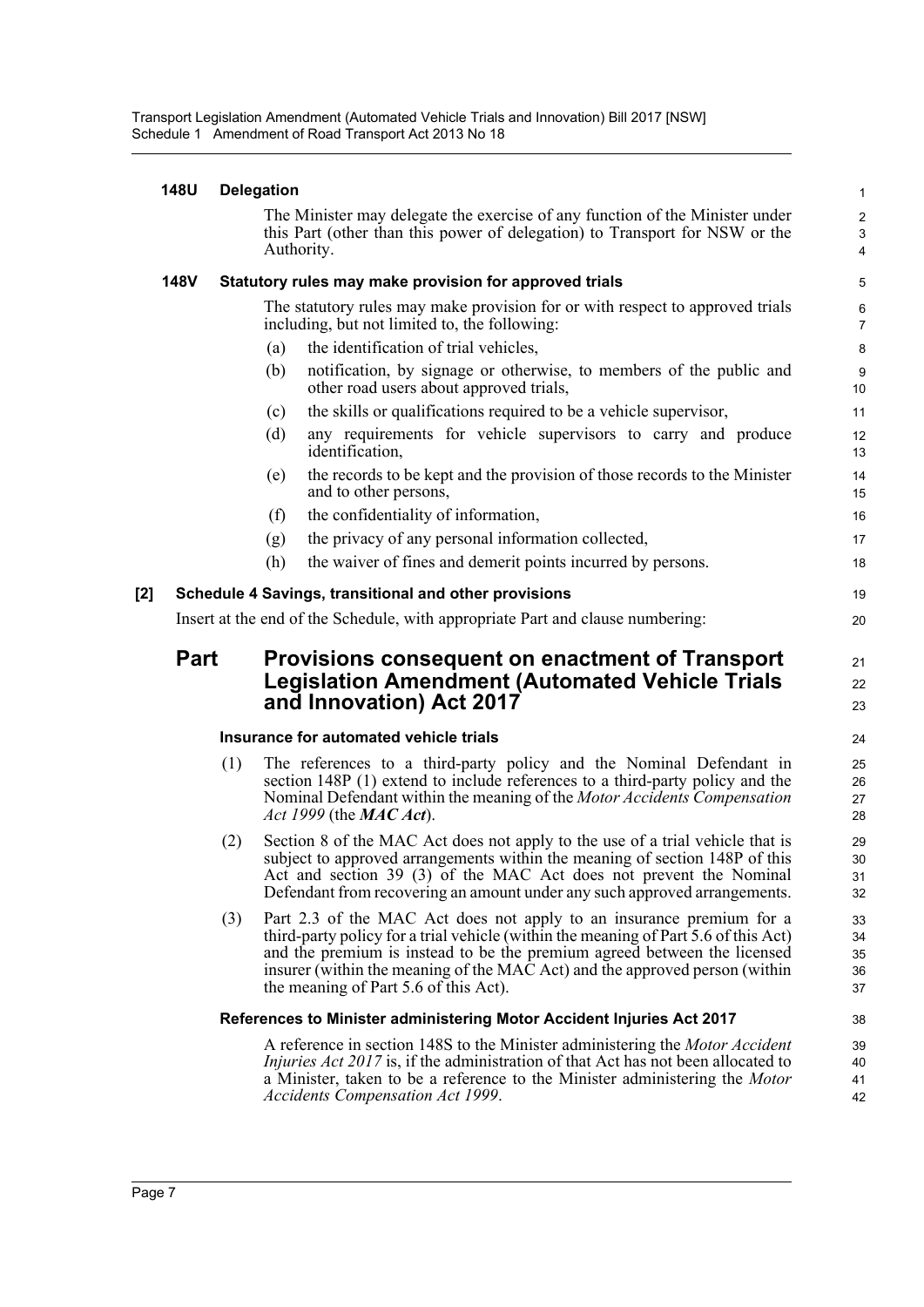**148U Delegation**

The Minister may delegate the exercise of any function of the Minister under this Part (other than this power of delegation) to Transport for NSW or the Authority.

**148V Statutory rules may make provision for approved trials**

The statutory rules may make provision for or with respect to approved trials including, but not limited to, the following:

(a) the identification of trial vehicles,

(b) notification, by signage or otherwise, to members of the public and other road users about approved trials,

(c) the skills or qualifications required to be a vehicle supervisor,

(d) any requirements for vehicle supervisors to carry and produce identification,

(e) the records to be kept and the provision of those records to the Minister and to other persons,

(f) the confidentiality of information,

(g) the privacy of any personal information collected,

(h) the waiver of fines and demerit points incurred by persons.

**[2] Schedule 4 Savings, transitional and other provisions**

Insert at the end of the Schedule, with appropriate Part and clause numbering:

## Part Provisions consequent on enactment of Transport Legislation Amendment (Automated Vehicle Trials and Innovation) Act 2017

**Insurance for automated vehicle trials**

(1) The references to a third-party policy and the Nominal Defendant in section 148P (1) extend to include references to a third-party policy and the Nominal Defendant within the meaning of the *Motor Accidents Compensation Act 1999* (the ***MAC Act***).

(2) Section 8 of the MAC Act does not apply to the use of a trial vehicle that is subject to approved arrangements within the meaning of section 148P of this Act and section 39 (3) of the MAC Act does not prevent the Nominal Defendant from recovering an amount under any such approved arrangements.

(3) Part 2.3 of the MAC Act does not apply to an insurance premium for a third-party policy for a trial vehicle (within the meaning of Part 5.6 of this Act) and the premium is instead to be the premium agreed between the licensed insurer (within the meaning of the MAC Act) and the approved person (within the meaning of Part 5.6 of this Act).

**References to Minister administering Motor Accident Injuries Act 2017**

A reference in section 148S to the Minister administering the *Motor Accident Injuries Act 2017* is, if the administration of that Act has not been allocated to a Minister, taken to be a reference to the Minister administering the *Motor Accidents Compensation Act 1999*.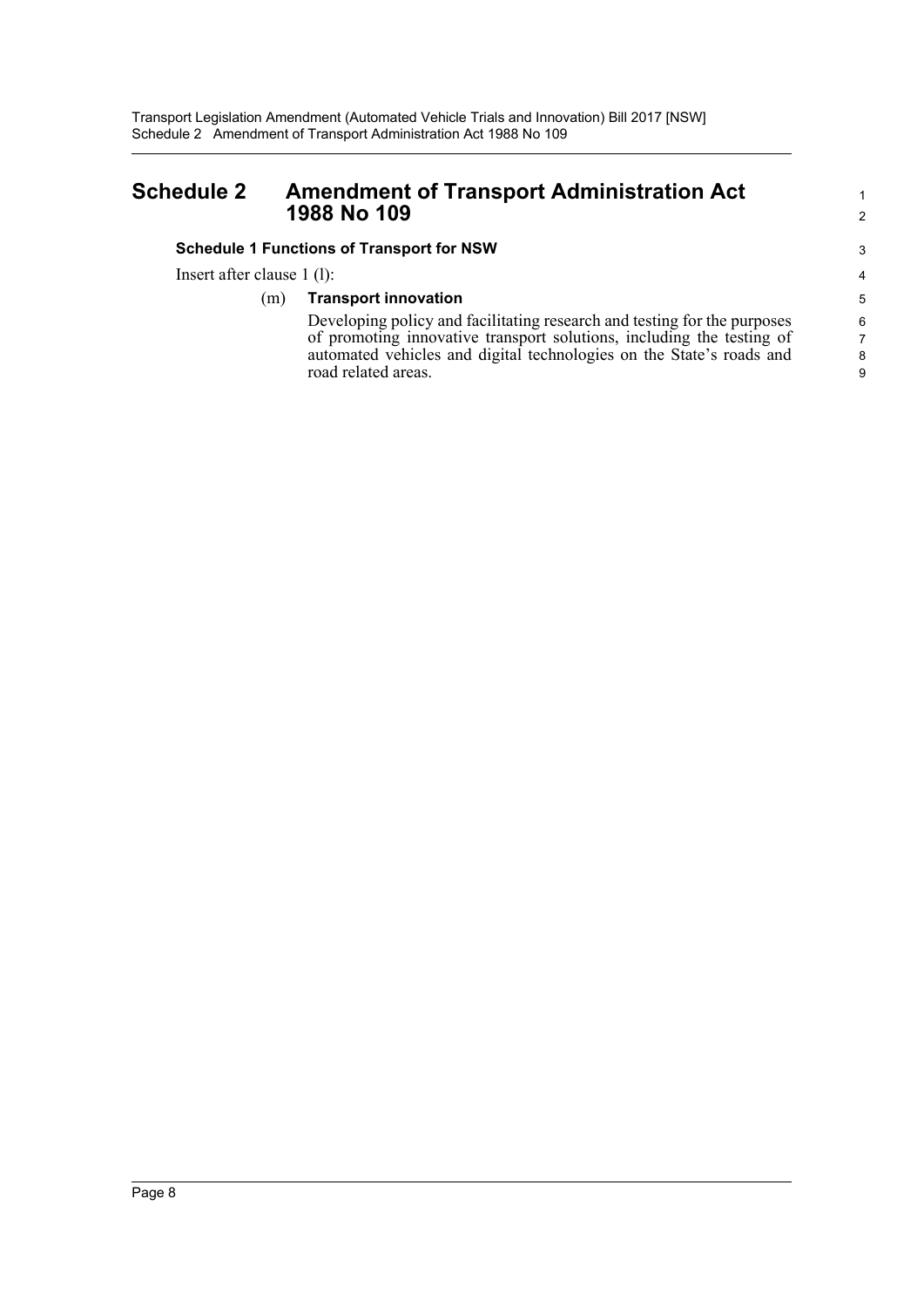# Schedule 2 Amendment of Transport Administration Act 1988 No 109

**Schedule 1 Functions of Transport for NSW**

Insert after clause 1 (l):

(m) **Transport innovation**

Developing policy and facilitating research and testing for the purposes of promoting innovative transport solutions, including the testing of automated vehicles and digital technologies on the State's roads and road related areas.